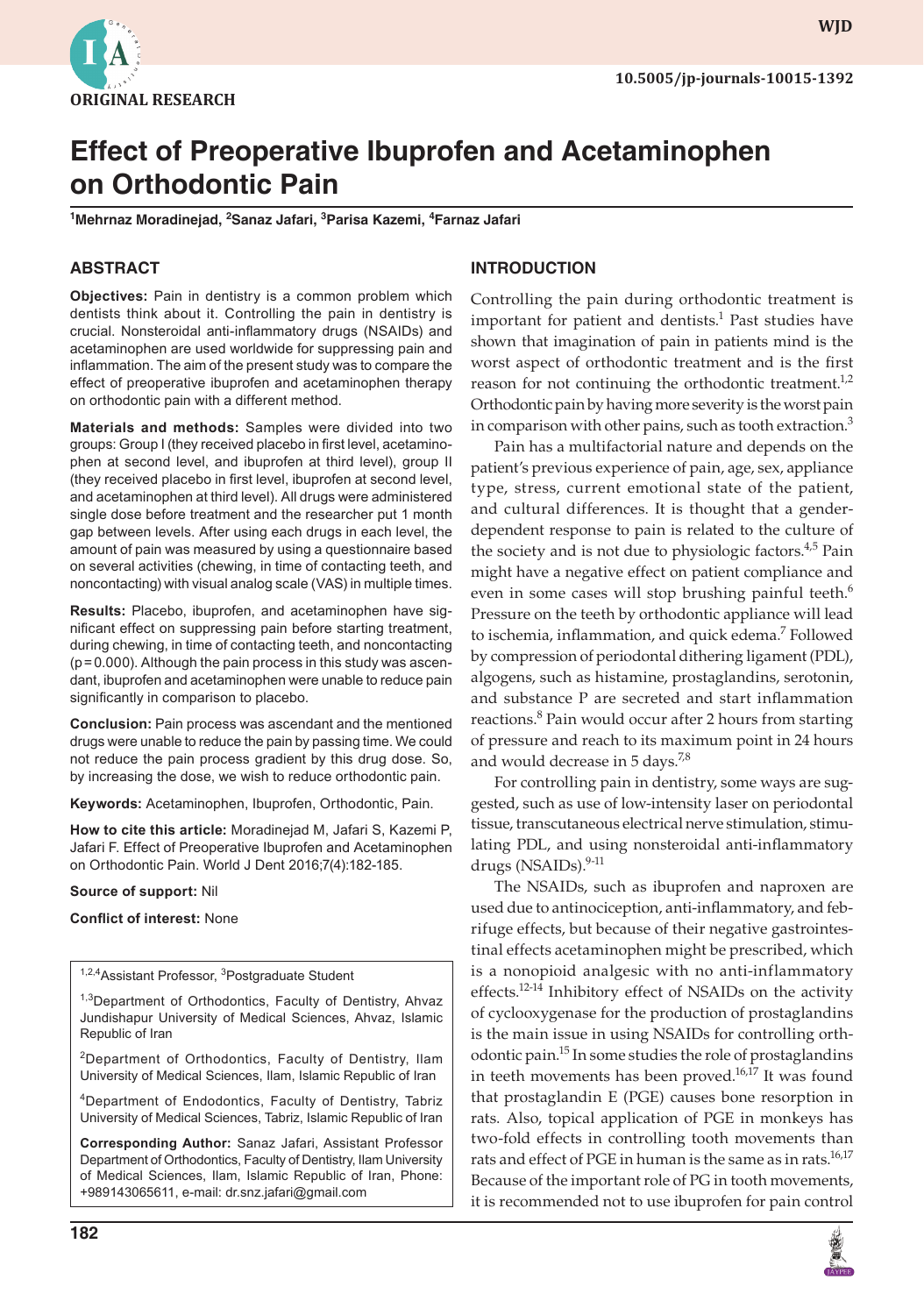ORIGINAL RESEARCH

10.5005/jp-journals-10015-1392

# Effect of Preoperative Ibuprofen and Acetaminophen on Orthodontic Pain

[1]Mehrnaz Moradinejad, [2]Sanaz Jafari, [3]Parisa Kazemi, [4]Farnaz Jafari

## ABSTRACT

**Objectives:** Pain in dentistry is a common problem which dentists think about it. Controlling the pain in dentistry is crucial. Nonsteroidal anti-inflammatory drugs (NSAIDs) and acetaminophen are used worldwide for suppressing pain and inflammation. The aim of the present study was to compare the effect of preoperative ibuprofen and acetaminophen therapy on orthodontic pain with a different method.

**Materials and methods:** Samples were divided into two groups: Group I (they received placebo in first level, acetaminophen at second level, and ibuprofen at third level), group II (they received placebo in first level, ibuprofen at second level, and acetaminophen at third level). All drugs were administered single dose before treatment and the researcher put 1 month gap between levels. After using each drugs in each level, the amount of pain was measured by using a questionnaire based on several activities (chewing, in time of contacting teeth, and noncontacting) with visual analog scale (VAS) in multiple times.

**Results:** Placebo, ibuprofen, and acetaminophen have significant effect on suppressing pain before starting treatment, during chewing, in time of contacting teeth, and noncontacting ($p = 0.000$). Although the pain process in this study was ascendant, ibuprofen and acetaminophen were unable to reduce pain significantly in comparison to placebo.

**Conclusion:** Pain process was ascendant and the mentioned drugs were unable to reduce the pain by passing time. We could not reduce the pain process gradient by this drug dose. So, by increasing the dose, we wish to reduce orthodontic pain.

**Keywords:** Acetaminophen, Ibuprofen, Orthodontic, Pain.

**How to cite this article:** Moradinejad M, Jafari S, Kazemi P, Jafari F. Effect of Preoperative Ibuprofen and Acetaminophen on Orthodontic Pain. World J Dent 2016;7(4):182-185.

**Source of support:** Nil

**Conflict of interest:** None

[1,2,4]Assistant Professor, [3]Postgraduate Student

[1,3]Department of Orthodontics, Faculty of Dentistry, Ahvaz Jundishapur University of Medical Sciences, Ahvaz, Islamic Republic of Iran

[2]Department of Orthodontics, Faculty of Dentistry, Ilam University of Medical Sciences, Ilam, Islamic Republic of Iran

[4]Department of Endodontics, Faculty of Dentistry, Tabriz University of Medical Sciences, Tabriz, Islamic Republic of Iran

**Corresponding Author:** Sanaz Jafari, Assistant Professor Department of Orthodontics, Faculty of Dentistry, Ilam University of Medical Sciences, Ilam, Islamic Republic of Iran, Phone: +989143065611, e-mail: dr.snz.jafari@gmail.com

## INTRODUCTION

Controlling the pain during orthodontic treatment is important for patient and dentists.[1] Past studies have shown that imagination of pain in patients mind is the worst aspect of orthodontic treatment and is the first reason for not continuing the orthodontic treatment.[1,2] Orthodontic pain by having more severity is the worst pain in comparison with other pains, such as tooth extraction.[3]

Pain has a multifactorial nature and depends on the patient's previous experience of pain, age, sex, appliance type, stress, current emotional state of the patient, and cultural differences. It is thought that a gender-dependent response to pain is related to the culture of the society and is not due to physiologic factors.[4,5] Pain might have a negative effect on patient compliance and even in some cases will stop brushing painful teeth.[6] Pressure on the teeth by orthodontic appliance will lead to ischemia, inflammation, and quick edema.[7] Followed by compression of periodontal dithering ligament (PDL), algogens, such as histamine, prostaglandins, serotonin, and substance P are secreted and start inflammation reactions.[8] Pain would occur after 2 hours from starting of pressure and reach to its maximum point in 24 hours and would decrease in 5 days.[7,8]

For controlling pain in dentistry, some ways are suggested, such as use of low-intensity laser on periodontal tissue, transcutaneous electrical nerve stimulation, stimulating PDL, and using nonsteroidal anti-inflammatory drugs (NSAIDs).[9-11]

The NSAIDs, such as ibuprofen and naproxen are used due to antinociception, anti-inflammatory, and febrifuge effects, but because of their negative gastrointestinal effects acetaminophen might be prescribed, which is a nonopioid analgesic with no anti-inflammatory effects.[12-14] Inhibitory effect of NSAIDs on the activity of cyclooxygenase for the production of prostaglandins is the main issue in using NSAIDs for controlling orthodontic pain.[15] In some studies the role of prostaglandins in teeth movements has been proved.[16,17] It was found that prostaglandin E (PGE) causes bone resorption in rats. Also, topical application of PGE in monkeys has two-fold effects in controlling tooth movements than rats and effect of PGE in human is the same as in rats.[16,17] Because of the important role of PG in tooth movements, it is recommended not to use ibuprofen for pain control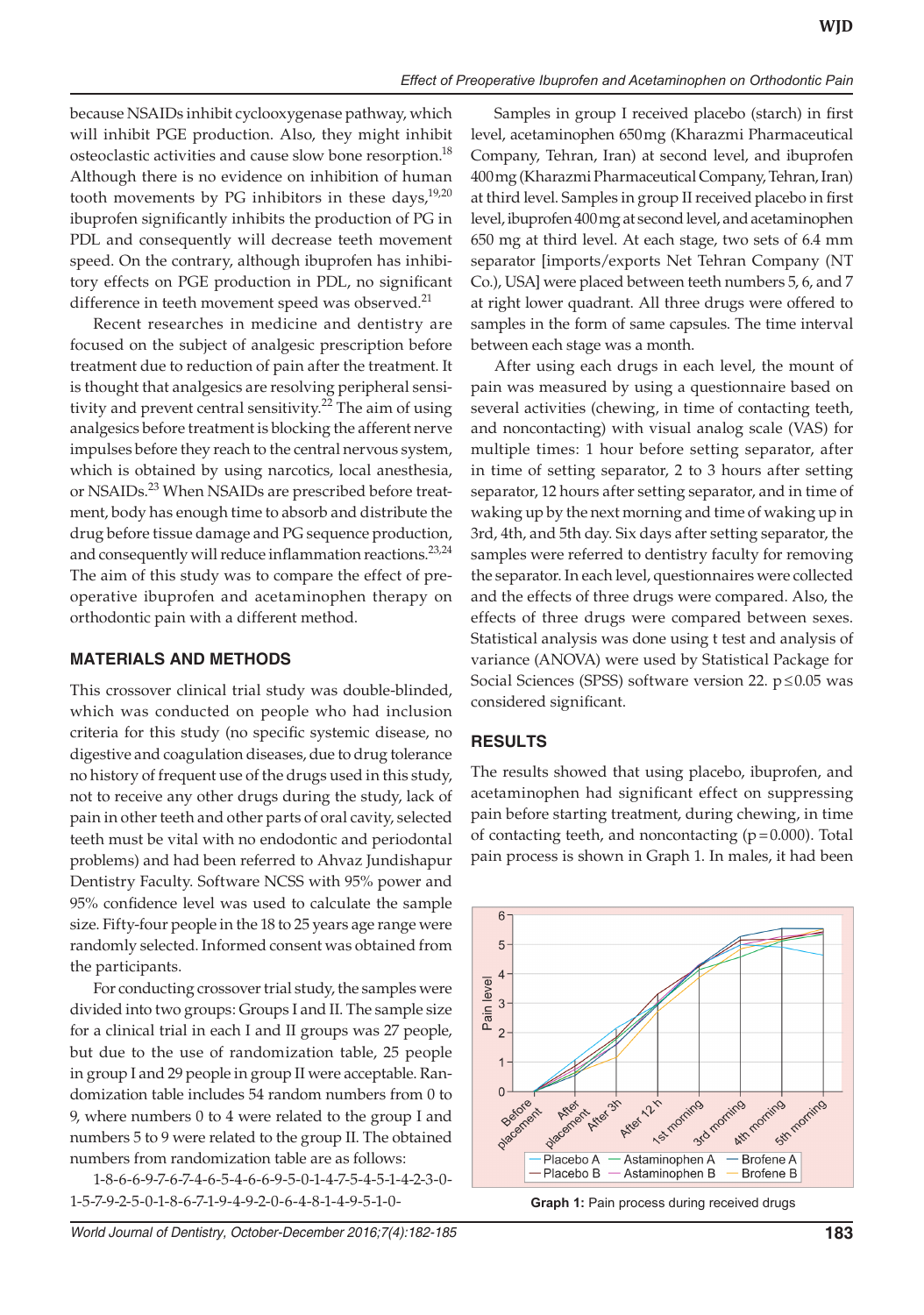because NSAIDs inhibit cyclooxygenase pathway, which will inhibit PGE production. Also, they might inhibit osteoclastic activities and cause slow bone resorption.[18] Although there is no evidence on inhibition of human tooth movements by PG inhibitors in these days,[19,20] ibuprofen significantly inhibits the production of PG in PDL and consequently will decrease teeth movement speed. On the contrary, although ibuprofen has inhibitory effects on PGE production in PDL, no significant difference in teeth movement speed was observed.[21]

Recent researches in medicine and dentistry are focused on the subject of analgesic prescription before treatment due to reduction of pain after the treatment. It is thought that analgesics are resolving peripheral sensitivity and prevent central sensitivity.[22] The aim of using analgesics before treatment is blocking the afferent nerve impulses before they reach to the central nervous system, which is obtained by using narcotics, local anesthesia, or NSAIDs.[23] When NSAIDs are prescribed before treatment, body has enough time to absorb and distribute the drug before tissue damage and PG sequence production, and consequently will reduce inflammation reactions.[23,24] The aim of this study was to compare the effect of preoperative ibuprofen and acetaminophen therapy on orthodontic pain with a different method.

## MATERIALS AND METHODS

This crossover clinical trial study was double-blinded, which was conducted on people who had inclusion criteria for this study (no specific systemic disease, no digestive and coagulation diseases, due to drug tolerance no history of frequent use of the drugs used in this study, not to receive any other drugs during the study, lack of pain in other teeth and other parts of oral cavity, selected teeth must be vital with no endodontic and periodontal problems) and had been referred to Ahvaz Jundishapur Dentistry Faculty. Software NCSS with 95% power and 95% confidence level was used to calculate the sample size. Fifty-four people in the 18 to 25 years age range were randomly selected. Informed consent was obtained from the participants.

For conducting crossover trial study, the samples were divided into two groups: Groups I and II. The sample size for a clinical trial in each I and II groups was 27 people, but due to the use of randomization table, 25 people in group I and 29 people in group II were acceptable. Randomization table includes 54 random numbers from 0 to 9, where numbers 0 to 4 were related to the group I and numbers 5 to 9 were related to the group II. The obtained numbers from randomization table are as follows:

1-8-6-6-9-7-6-7-4-6-5-4-6-6-9-5-0-1-4-7-5-4-5-1-4-2-3-0-1-5-7-9-2-5-0-1-8-6-7-1-9-4-9-2-0-6-4-8-1-4-9-5-1-0-

Samples in group I received placebo (starch) in first level, acetaminophen 650 mg (Kharazmi Pharmaceutical Company, Tehran, Iran) at second level, and ibuprofen 400 mg (Kharazmi Pharmaceutical Company, Tehran, Iran) at third level. Samples in group II received placebo in first level, ibuprofen 400 mg at second level, and acetaminophen 650 mg at third level. At each stage, two sets of 6.4 mm separator [imports/exports Net Tehran Company (NT Co.), USA] were placed between teeth numbers 5, 6, and 7 at right lower quadrant. All three drugs were offered to samples in the form of same capsules. The time interval between each stage was a month.

After using each drugs in each level, the mount of pain was measured by using a questionnaire based on several activities (chewing, in time of contacting teeth, and noncontacting) with visual analog scale (VAS) for multiple times: 1 hour before setting separator, after in time of setting separator, 2 to 3 hours after setting separator, 12 hours after setting separator, and in time of waking up by the next morning and time of waking up in 3rd, 4th, and 5th day. Six days after setting separator, the samples were referred to dentistry faculty for removing the separator. In each level, questionnaires were collected and the effects of three drugs were compared. Also, the effects of three drugs were compared between sexes. Statistical analysis was done using t test and analysis of variance (ANOVA) were used by Statistical Package for Social Sciences (SPSS) software version 22. $p \leq 0.05$ was considered significant.

## RESULTS

The results showed that using placebo, ibuprofen, and acetaminophen had significant effect on suppressing pain before starting treatment, during chewing, in time of contacting teeth, and noncontacting ($p = 0.000$). Total pain process is shown in Graph 1. In males, it had been

**Graph 1:** Pain process during received drugs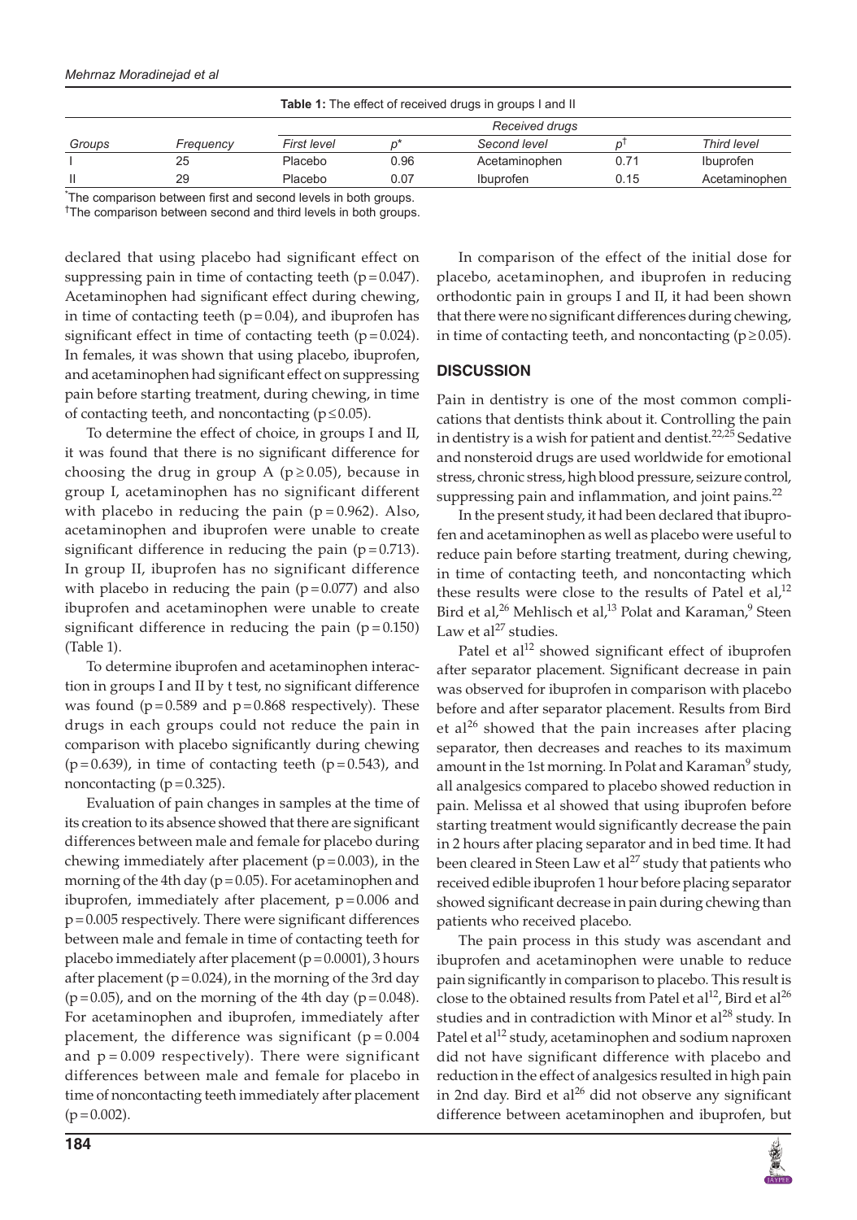**Table 1:** The effect of received drugs in groups I and II

| | | Received drugs | | | | |
|---|---|---|---|---|---|---|
| *Groups* | *Frequency* | *First level* | *p\** | *Second level* | *p†* | *Third level* |
| I | 25 | Placebo | 0.96 | Acetaminophen | 0.71 | Ibuprofen |
| II | 29 | Placebo | 0.07 | Ibuprofen | 0.15 | Acetaminophen |

*The comparison between first and second levels in both groups.
†The comparison between second and third levels in both groups.

declared that using placebo had significant effect on suppressing pain in time of contacting teeth ($p = 0.047$). Acetaminophen had significant effect during chewing, in time of contacting teeth ($p = 0.04$), and ibuprofen has significant effect in time of contacting teeth ($p = 0.024$). In females, it was shown that using placebo, ibuprofen, and acetaminophen had significant effect on suppressing pain before starting treatment, during chewing, in time of contacting teeth, and noncontacting ($p \leq 0.05$).

To determine the effect of choice, in groups I and II, it was found that there is no significant difference for choosing the drug in group A ($p \geq 0.05$), because in group I, acetaminophen has no significant different with placebo in reducing the pain ($p = 0.962$). Also, acetaminophen and ibuprofen were unable to create significant difference in reducing the pain ($p = 0.713$). In group II, ibuprofen has no significant difference with placebo in reducing the pain ($p = 0.077$) and also ibuprofen and acetaminophen were unable to create significant difference in reducing the pain ($p = 0.150$) (Table 1).

To determine ibuprofen and acetaminophen interaction in groups I and II by t test, no significant difference was found ($p = 0.589$ and $p = 0.868$ respectively). These drugs in each groups could not reduce the pain in comparison with placebo significantly during chewing ($p = 0.639$), in time of contacting teeth ($p = 0.543$), and noncontacting ($p = 0.325$).

Evaluation of pain changes in samples at the time of its creation to its absence showed that there are significant differences between male and female for placebo during chewing immediately after placement ($p = 0.003$), in the morning of the 4th day ($p = 0.05$). For acetaminophen and ibuprofen, immediately after placement, $p = 0.006$ and $p = 0.005$ respectively. There were significant differences between male and female in time of contacting teeth for placebo immediately after placement ($p = 0.0001$), 3 hours after placement ($p = 0.024$), in the morning of the 3rd day ($p = 0.05$), and on the morning of the 4th day ($p = 0.048$). For acetaminophen and ibuprofen, immediately after placement, the difference was significant ($p = 0.004$ and $p = 0.009$ respectively). There were significant differences between male and female for placebo in time of noncontacting teeth immediately after placement ($p = 0.002$).

In comparison of the effect of the initial dose for placebo, acetaminophen, and ibuprofen in reducing orthodontic pain in groups I and II, it had been shown that there were no significant differences during chewing, in time of contacting teeth, and noncontacting ($p \geq 0.05$).

## DISCUSSION

Pain in dentistry is one of the most common complications that dentists think about it. Controlling the pain in dentistry is a wish for patient and dentist.[22,25] Sedative and nonsteroid drugs are used worldwide for emotional stress, chronic stress, high blood pressure, seizure control, suppressing pain and inflammation, and joint pains.[22]

In the present study, it had been declared that ibuprofen and acetaminophen as well as placebo were useful to reduce pain before starting treatment, during chewing, in time of contacting teeth, and noncontacting which these results were close to the results of Patel et al,[12] Bird et al,[26] Mehlisch et al,[13] Polat and Karaman,[9] Steen Law et al[27] studies.

Patel et al[12] showed significant effect of ibuprofen after separator placement. Significant decrease in pain was observed for ibuprofen in comparison with placebo before and after separator placement. Results from Bird et al[26] showed that the pain increases after placing separator, then decreases and reaches to its maximum amount in the 1st morning. In Polat and Karaman[9] study, all analgesics compared to placebo showed reduction in pain. Melissa et al showed that using ibuprofen before starting treatment would significantly decrease the pain in 2 hours after placing separator and in bed time. It had been cleared in Steen Law et al[27] study that patients who received edible ibuprofen 1 hour before placing separator showed significant decrease in pain during chewing than patients who received placebo.

The pain process in this study was ascendant and ibuprofen and acetaminophen were unable to reduce pain significantly in comparison to placebo. This result is close to the obtained results from Patel et al[12], Bird et al[26] studies and in contradiction with Minor et al[28] study. In Patel et al[12] study, acetaminophen and sodium naproxen did not have significant difference with placebo and reduction in the effect of analgesics resulted in high pain in 2nd day. Bird et al[26] did not observe any significant difference between acetaminophen and ibuprofen, but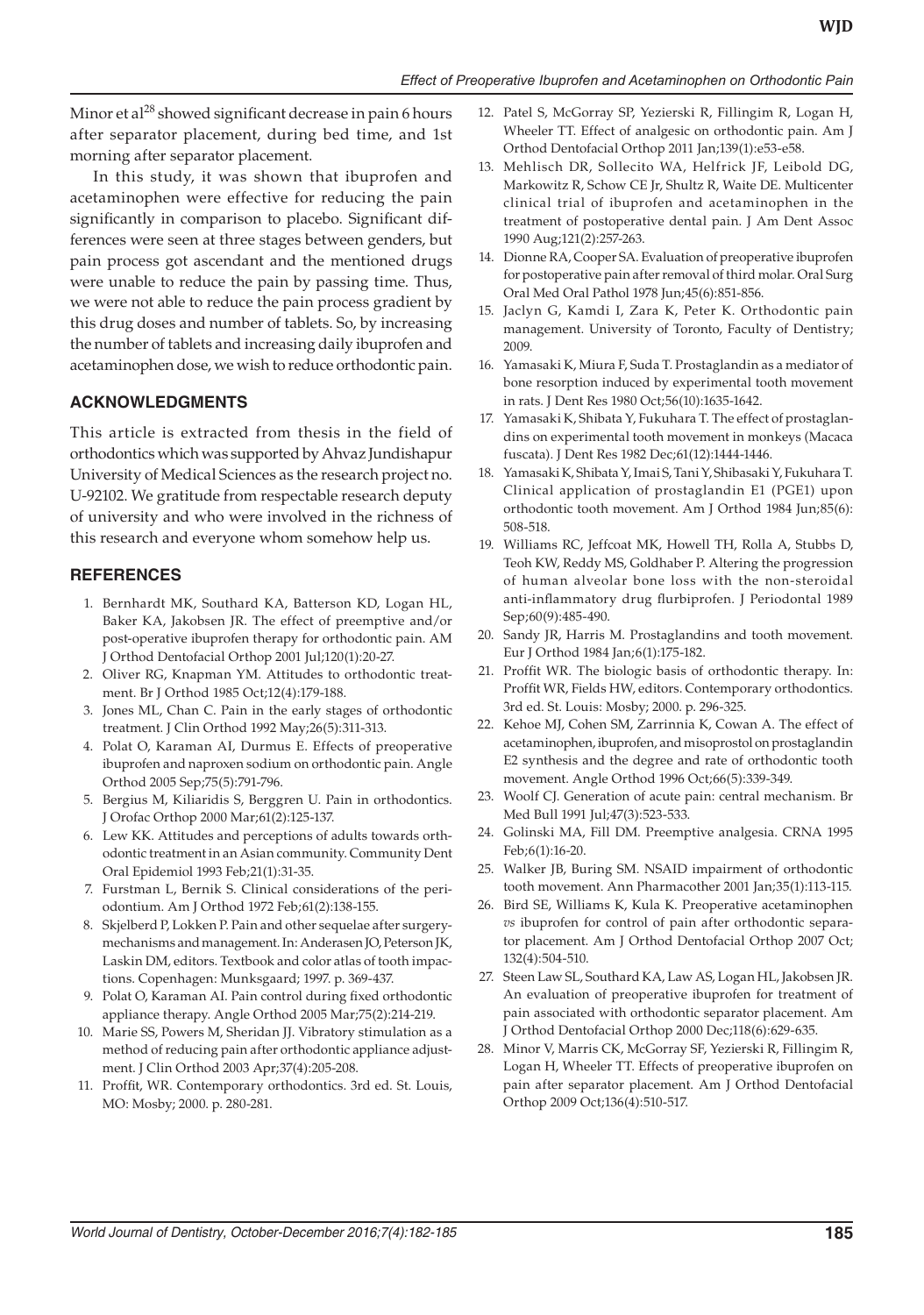Minor et al[28] showed significant decrease in pain 6 hours after separator placement, during bed time, and 1st morning after separator placement.

In this study, it was shown that ibuprofen and acetaminophen were effective for reducing the pain significantly in comparison to placebo. Significant differences were seen at three stages between genders, but pain process got ascendant and the mentioned drugs were unable to reduce the pain by passing time. Thus, we were not able to reduce the pain process gradient by this drug doses and number of tablets. So, by increasing the number of tablets and increasing daily ibuprofen and acetaminophen dose, we wish to reduce orthodontic pain.

## ACKNOWLEDGMENTS

This article is extracted from thesis in the field of orthodontics which was supported by Ahvaz Jundishapur University of Medical Sciences as the research project no. U-92102. We gratitude from respectable research deputy of university and who were involved in the richness of this research and everyone whom somehow help us.

## REFERENCES

1. Bernhardt MK, Southard KA, Batterson KD, Logan HL, Baker KA, Jakobsen JR. The effect of preemptive and/or post-operative ibuprofen therapy for orthodontic pain. AM J Orthod Dentofacial Orthop 2001 Jul;120(1):20-27.
2. Oliver RG, Knapman YM. Attitudes to orthodontic treatment. Br J Orthod 1985 Oct;12(4):179-188.
3. Jones ML, Chan C. Pain in the early stages of orthodontic treatment. J Clin Orthod 1992 May;26(5):311-313.
4. Polat O, Karaman AI, Durmus E. Effects of preoperative ibuprofen and naproxen sodium on orthodontic pain. Angle Orthod 2005 Sep;75(5):791-796.
5. Bergius M, Kiliaridis S, Berggren U. Pain in orthodontics. J Orofac Orthop 2000 Mar;61(2):125-137.
6. Lew KK. Attitudes and perceptions of adults towards orthodontic treatment in an Asian community. Community Dent Oral Epidemiol 1993 Feb;21(1):31-35.
7. Furstman L, Bernik S. Clinical considerations of the periodontium. Am J Orthod 1972 Feb;61(2):138-155.
8. Skjelberd P, Lokken P. Pain and other sequelae after surgery-mechanisms and management. In: Anderasen JO, Peterson JK, Laskin DM, editors. Textbook and color atlas of tooth impactions. Copenhagen: Munksgaard; 1997. p. 369-437.
9. Polat O, Karaman AI. Pain control during fixed orthodontic appliance therapy. Angle Orthod 2005 Mar;75(2):214-219.
10. Marie SS, Powers M, Sheridan JJ. Vibratory stimulation as a method of reducing pain after orthodontic appliance adjustment. J Clin Orthod 2003 Apr;37(4):205-208.
11. Proffit, WR. Contemporary orthodontics. 3rd ed. St. Louis, MO: Mosby; 2000. p. 280-281.
12. Patel S, McGorray SP, Yezierski R, Fillingim R, Logan H, Wheeler TT. Effect of analgesic on orthodontic pain. Am J Orthod Dentofacial Orthop 2011 Jan;139(1):e53-e58.
13. Mehlisch DR, Sollecito WA, Helfrick JF, Leibold DG, Markowitz R, Schow CE Jr, Shultz R, Waite DE. Multicenter clinical trial of ibuprofen and acetaminophen in the treatment of postoperative dental pain. J Am Dent Assoc 1990 Aug;121(2):257-263.
14. Dionne RA, Cooper SA. Evaluation of preoperative ibuprofen for postoperative pain after removal of third molar. Oral Surg Oral Med Oral Pathol 1978 Jun;45(6):851-856.
15. Jaclyn G, Kamdi I, Zara K, Peter K. Orthodontic pain management. University of Toronto, Faculty of Dentistry; 2009.
16. Yamasaki K, Miura F, Suda T. Prostaglandin as a mediator of bone resorption induced by experimental tooth movement in rats. J Dent Res 1980 Oct;56(10):1635-1642.
17. Yamasaki K, Shibata Y, Fukuhara T. The effect of prostaglandins on experimental tooth movement in monkeys (Macaca fuscata). J Dent Res 1982 Dec;61(12):1444-1446.
18. Yamasaki K, Shibata Y, Imai S, Tani Y, Shibasaki Y, Fukuhara T. Clinical application of prostaglandin E1 (PGE1) upon orthodontic tooth movement. Am J Orthod 1984 Jun;85(6): 508-518.
19. Williams RC, Jeffcoat MK, Howell TH, Rolla A, Stubbs D, Teoh KW, Reddy MS, Goldhaber P. Altering the progression of human alveolar bone loss with the non-steroidal anti-inflammatory drug flurbiprofen. J Periodontal 1989 Sep;60(9):485-490.
20. Sandy JR, Harris M. Prostaglandins and tooth movement. Eur J Orthod 1984 Jan;6(1):175-182.
21. Proffit WR. The biologic basis of orthodontic therapy. In: Proffit WR, Fields HW, editors. Contemporary orthodontics. 3rd ed. St. Louis: Mosby; 2000. p. 296-325.
22. Kehoe MJ, Cohen SM, Zarrinnia K, Cowan A. The effect of acetaminophen, ibuprofen, and misoprostol on prostaglandin E2 synthesis and the degree and rate of orthodontic tooth movement. Angle Orthod 1996 Oct;66(5):339-349.
23. Woolf CJ. Generation of acute pain: central mechanism. Br Med Bull 1991 Jul;47(3):523-533.
24. Golinski MA, Fill DM. Preemptive analgesia. CRNA 1995 Feb;6(1):16-20.
25. Walker JB, Buring SM. NSAID impairment of orthodontic tooth movement. Ann Pharmacother 2001 Jan;35(1):113-115.
26. Bird SE, Williams K, Kula K. Preoperative acetaminophen *vs* ibuprofen for control of pain after orthodontic separator placement. Am J Orthod Dentofacial Orthop 2007 Oct; 132(4):504-510.
27. Steen Law SL, Southard KA, Law AS, Logan HL, Jakobsen JR. An evaluation of preoperative ibuprofen for treatment of pain associated with orthodontic separator placement. Am J Orthod Dentofacial Orthop 2000 Dec;118(6):629-635.
28. Minor V, Marris CK, McGorray SF, Yezierski R, Fillingim R, Logan H, Wheeler TT. Effects of preoperative ibuprofen on pain after separator placement. Am J Orthod Dentofacial Orthop 2009 Oct;136(4):510-517.